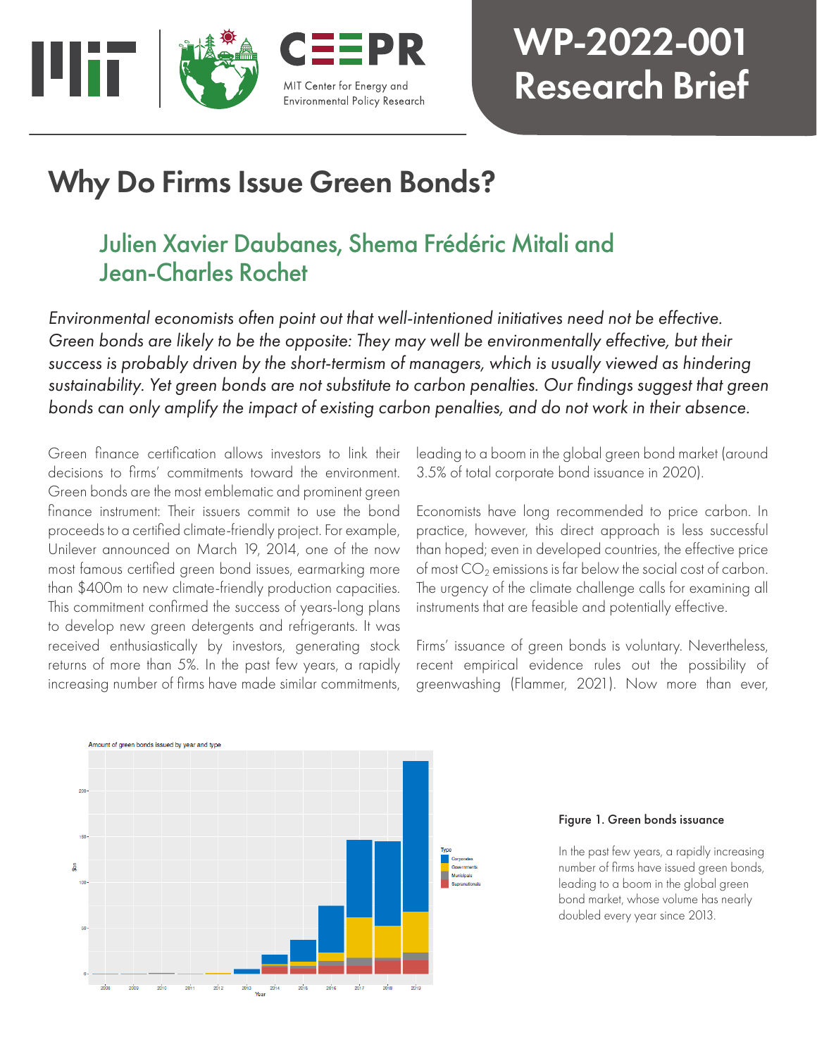WP-2022-001
Research Brief

# Why Do Firms Issue Green Bonds?

## Julien Xavier Daubanes, Shema Frédéric Mitali and Jean-Charles Rochet

*Environmental economists often point out that well-intentioned initiatives need not be effective. Green bonds are likely to be the opposite: They may well be environmentally effective, but their success is probably driven by the short-termism of managers, which is usually viewed as hindering sustainability. Yet green bonds are not substitute to carbon penalties. Our findings suggest that green bonds can only amplify the impact of existing carbon penalties, and do not work in their absence.*

Green finance certification allows investors to link their decisions to firms' commitments toward the environment. Green bonds are the most emblematic and prominent green finance instrument: Their issuers commit to use the bond proceeds to a certified climate-friendly project. For example, Unilever announced on March 19, 2014, one of the now most famous certified green bond issues, earmarking more than $400m to new climate-friendly production capacities. This commitment confirmed the success of years-long plans to develop new green detergents and refrigerants. It was received enthusiastically by investors, generating stock returns of more than 5%. In the past few years, a rapidly increasing number of firms have made similar commitments, leading to a boom in the global green bond market (around 3.5% of total corporate bond issuance in 2020).

Economists have long recommended to price carbon. In practice, however, this direct approach is less successful than hoped; even in developed countries, the effective price of most $CO_2$ emissions is far below the social cost of carbon. The urgency of the climate challenge calls for examining all instruments that are feasible and potentially effective.

Firms' issuance of green bonds is voluntary. Nevertheless, recent empirical evidence rules out the possibility of greenwashing (Flammer, 2021). Now more than ever,

**Figure 1. Green bonds issuance**

In the past few years, a rapidly increasing number of firms have issued green bonds, leading to a boom in the global green bond market, whose volume has nearly doubled every year since 2013.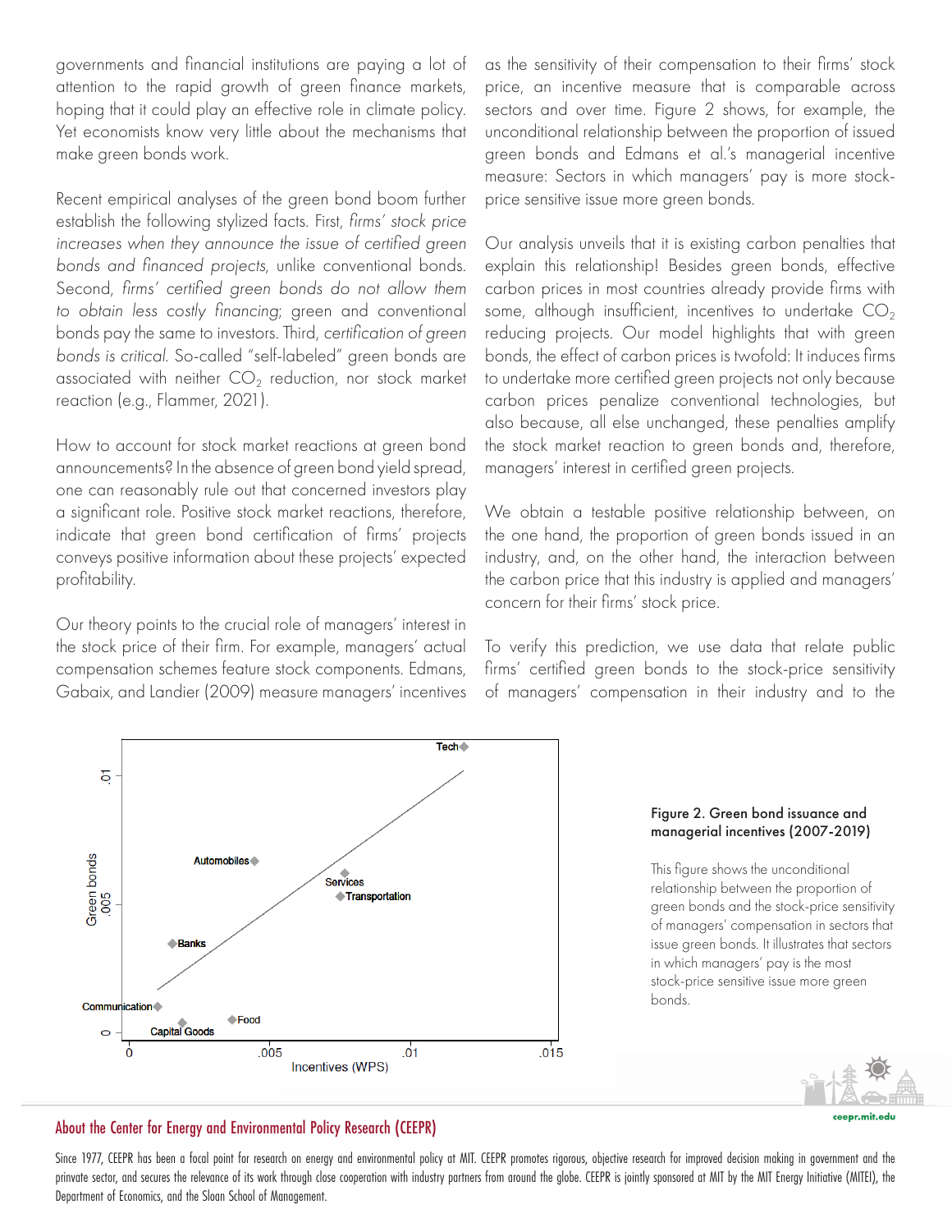governments and financial institutions are paying a lot of attention to the rapid growth of green finance markets, hoping that it could play an effective role in climate policy. Yet economists know very little about the mechanisms that make green bonds work.

Recent empirical analyses of the green bond boom further establish the following stylized facts. First, *firms' stock price increases when they announce the issue of certified green bonds and financed projects*, unlike conventional bonds. Second, *firms' certified green bonds do not allow them to obtain less costly financing*; green and conventional bonds pay the same to investors. Third, *certification of green bonds is critical*. So-called "self-labeled" green bonds are associated with neither $CO_2$ reduction, nor stock market reaction (e.g., Flammer, 2021).

How to account for stock market reactions at green bond announcements? In the absence of green bond yield spread, one can reasonably rule out that concerned investors play a significant role. Positive stock market reactions, therefore, indicate that green bond certification of firms' projects conveys positive information about these projects' expected profitability.

Our theory points to the crucial role of managers' interest in the stock price of their firm. For example, managers' actual compensation schemes feature stock components. Edmans, Gabaix, and Landier (2009) measure managers' incentives as the sensitivity of their compensation to their firms' stock price, an incentive measure that is comparable across sectors and over time. Figure 2 shows, for example, the unconditional relationship between the proportion of issued green bonds and Edmans et al.'s managerial incentive measure: Sectors in which managers' pay is more stock-price sensitive issue more green bonds.

Our analysis unveils that it is existing carbon penalties that explain this relationship! Besides green bonds, effective carbon prices in most countries already provide firms with some, although insufficient, incentives to undertake $CO_2$ reducing projects. Our model highlights that with green bonds, the effect of carbon prices is twofold: It induces firms to undertake more certified green projects not only because carbon prices penalize conventional technologies, but also because, all else unchanged, these penalties amplify the stock market reaction to green bonds and, therefore, managers' interest in certified green projects.

We obtain a testable positive relationship between, on the one hand, the proportion of green bonds issued in an industry, and, on the other hand, the interaction between the carbon price that this industry is applied and managers' concern for their firms' stock price.

To verify this prediction, we use data that relate public firms' certified green bonds to the stock-price sensitivity of managers' compensation in their industry and to the

**Figure 2. Green bond issuance and managerial incentives (2007-2019)**

This figure shows the unconditional relationship between the proportion of green bonds and the stock-price sensitivity of managers' compensation in sectors that issue green bonds. It illustrates that sectors in which managers' pay is the most stock-price sensitive issue more green bonds.

## About the Center for Energy and Environmental Policy Research (CEEPR)

Since 1977, CEEPR has been a focal point for research on energy and environmental policy at MIT. CEEPR promotes rigorous, objective research for improved decision making in government and the prinvate sector, and secures the relevance of its work through close cooperation with industry partners from around the globe. CEEPR is jointly sponsored at MIT by the MIT Energy Initiative (MITEI), the Department of Economics, and the Sloan School of Management.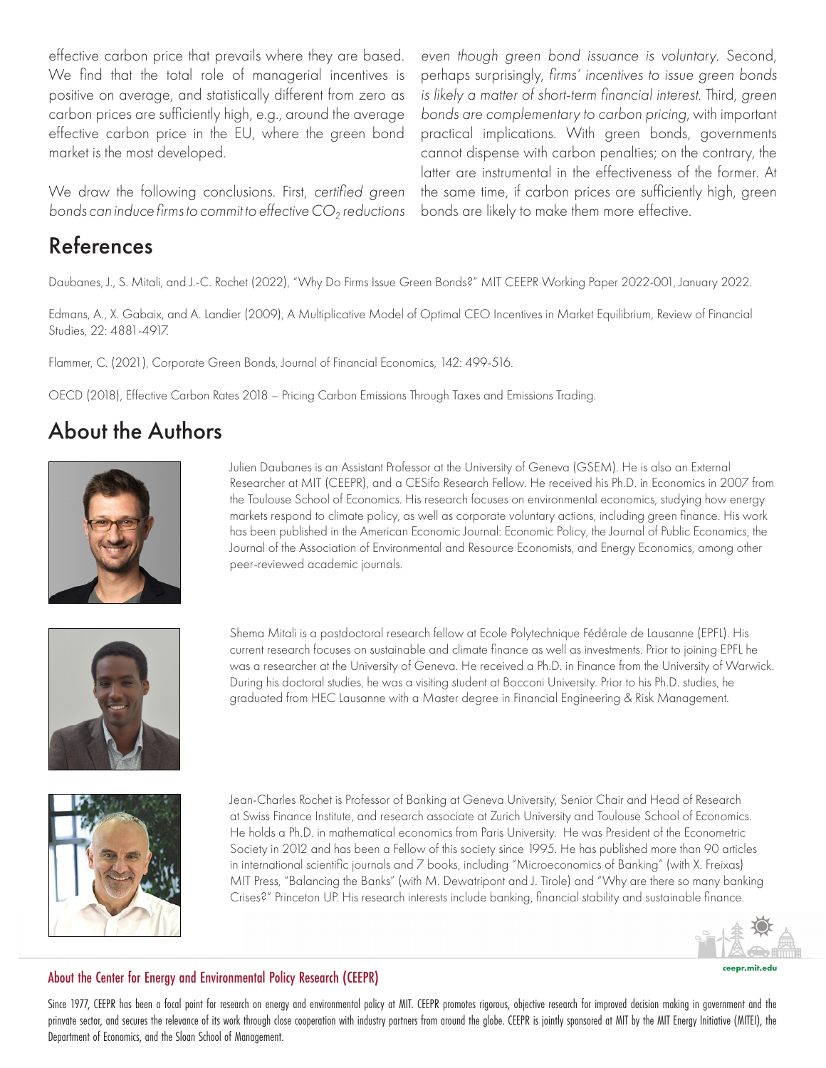effective carbon price that prevails where they are based. We find that the total role of managerial incentives is positive on average, and statistically different from zero as carbon prices are sufficiently high, e.g., around the average effective carbon price in the EU, where the green bond market is the most developed.

We draw the following conclusions. First, *certified green bonds can induce firms to commit to effective $CO_2$ reductions even though green bond issuance is voluntary*. Second, perhaps surprisingly, *firms' incentives to issue green bonds is likely a matter of short-term financial interest*. Third, *green bonds are complementary to carbon pricing*, with important practical implications. With green bonds, governments cannot dispense with carbon penalties; on the contrary, the latter are instrumental in the effectiveness of the former. At the same time, if carbon prices are sufficiently high, green bonds are likely to make them more effective.

## References

Daubanes, J., S. Mitali, and J.-C. Rochet (2022), "Why Do Firms Issue Green Bonds?" MIT CEEPR Working Paper 2022-001, January 2022.

Edmans, A., X. Gabaix, and A. Landier (2009), A Multiplicative Model of Optimal CEO Incentives in Market Equilibrium, Review of Financial Studies, 22: 4881-4917.

Flammer, C. (2021), Corporate Green Bonds, Journal of Financial Economics, 142: 499-516.

OECD (2018), Effective Carbon Rates 2018 – Pricing Carbon Emissions Through Taxes and Emissions Trading.

## About the Authors

Julien Daubanes is an Assistant Professor at the University of Geneva (GSEM). He is also an External Researcher at MIT (CEEPR), and a CESifo Research Fellow. He received his Ph.D. in Economics in 2007 from the Toulouse School of Economics. His research focuses on environmental economics, studying how energy markets respond to climate policy, as well as corporate voluntary actions, including green finance. His work has been published in the American Economic Journal: Economic Policy, the Journal of Public Economics, the Journal of the Association of Environmental and Resource Economists, and Energy Economics, among other peer-reviewed academic journals.

Shema Mitali is a postdoctoral research fellow at Ecole Polytechnique Fédérale de Lausanne (EPFL). His current research focuses on sustainable and climate finance as well as investments. Prior to joining EPFL he was a researcher at the University of Geneva. He received a Ph.D. in Finance from the University of Warwick. During his doctoral studies, he was a visiting student at Bocconi University. Prior to his Ph.D. studies, he graduated from HEC Lausanne with a Master degree in Financial Engineering & Risk Management.

Jean-Charles Rochet is Professor of Banking at Geneva University, Senior Chair and Head of Research at Swiss Finance Institute, and research associate at Zurich University and Toulouse School of Economics. He holds a Ph.D. in mathematical economics from Paris University. He was President of the Econometric Society in 2012 and has been a Fellow of this society since 1995. He has published more than 90 articles in international scientific journals and 7 books, including "Microeconomics of Banking" (with X. Freixas) MIT Press, "Balancing the Banks" (with M. Dewatripont and J. Tirole) and "Why are there so many banking Crises?" Princeton UP. His research interests include banking, financial stability and sustainable finance.

ceepr.mit.edu

### About the Center for Energy and Environmental Policy Research (CEEPR)

Since 1977, CEEPR has been a focal point for research on energy and environmental policy at MIT. CEEPR promotes rigorous, objective research for improved decision making in government and the prinvate sector, and secures the relevance of its work through close cooperation with industry partners from around the globe. CEEPR is jointly sponsored at MIT by the MIT Energy Initiative (MITEI), the Department of Economics, and the Sloan School of Management.